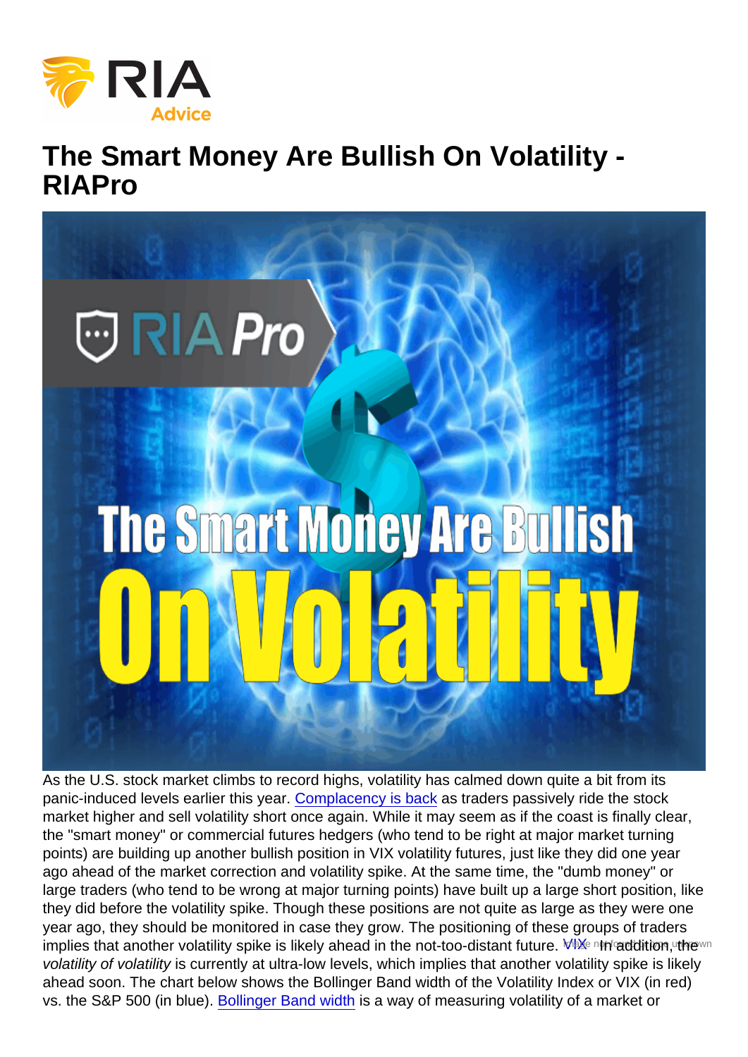# The Smart Money Are Bullish On Volatility - RIAPro

As the U.S. stock market climbs to record highs, volatility has calmed down quite a bit from its panic-induced levels earlier this year. Complacency is back as traders passively ride the stock market higher and sell volatility short once again. While it may seem as if the coast is finally clear, the "smart money" or commercial futures hedgers (who tend to be right at major market turning points) are building up another bullish position in VIX volatility futures, just like they did one year ago ahead of the market correction and volatility spike. At the same time, the "dumb money" or large traders (who tend to be wrong at major turning points) have built up a large short position, like they did before the volatility spike. Though these positions are not quite as large as they were one year ago, they should be monitored in case they grow. The positioning of these groups of traders implies that another volatility spike is likely ahead in the not-too-distant future. In addition, the *volatility of volatility* is currently at ultra-low levels, which implies that another volatility spike is likely ahead soon. The chart below shows the Bollinger Band width of the Volatility Index or VIX (in red) vs. the S&P 500 (in blue). Bollinger Band width is a way of measuring volatility of a market or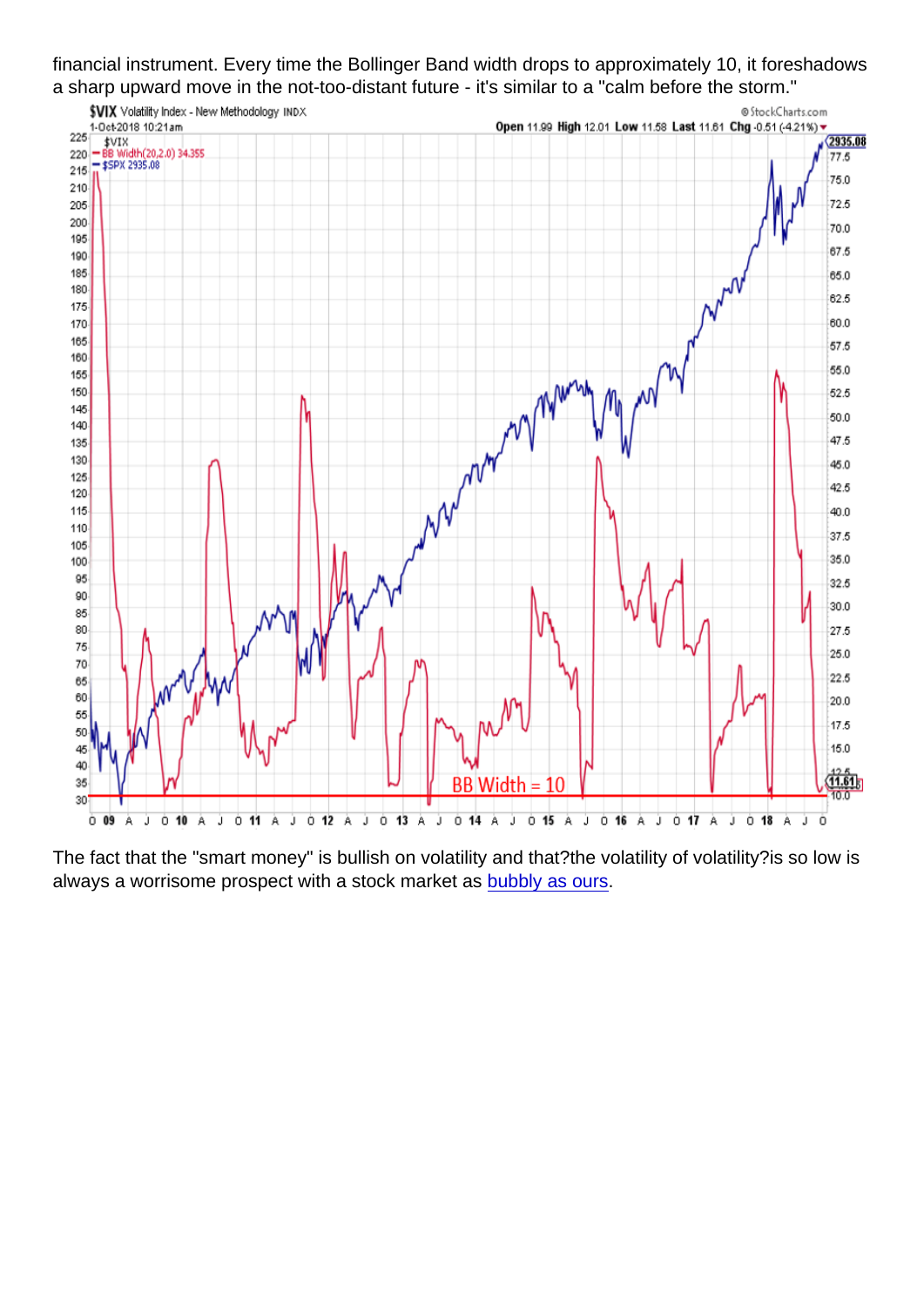financial instrument. Every time the Bollinger Band width drops to approximately 10, it foreshadows a sharp upward move in the not-too-distant future - it's similar to a "calm before the storm."

$VIX Volatility Index - New Methodology INDX
@StockCharts.com
1-Oct-2018 10:21am
Open 11.99 High 12.01 Low 11.58 Last 11.61 Chg -0.51 (-4.21%)
$VIX
BB Width(20,2.0) 34.355
$SPX 2935.08
BB Width = 10

The fact that the "smart money" is bullish on volatility and that?the volatility of volatility?is so low is always a worrisome prospect with a stock market as [bubbly as ours](bubbly as ours).